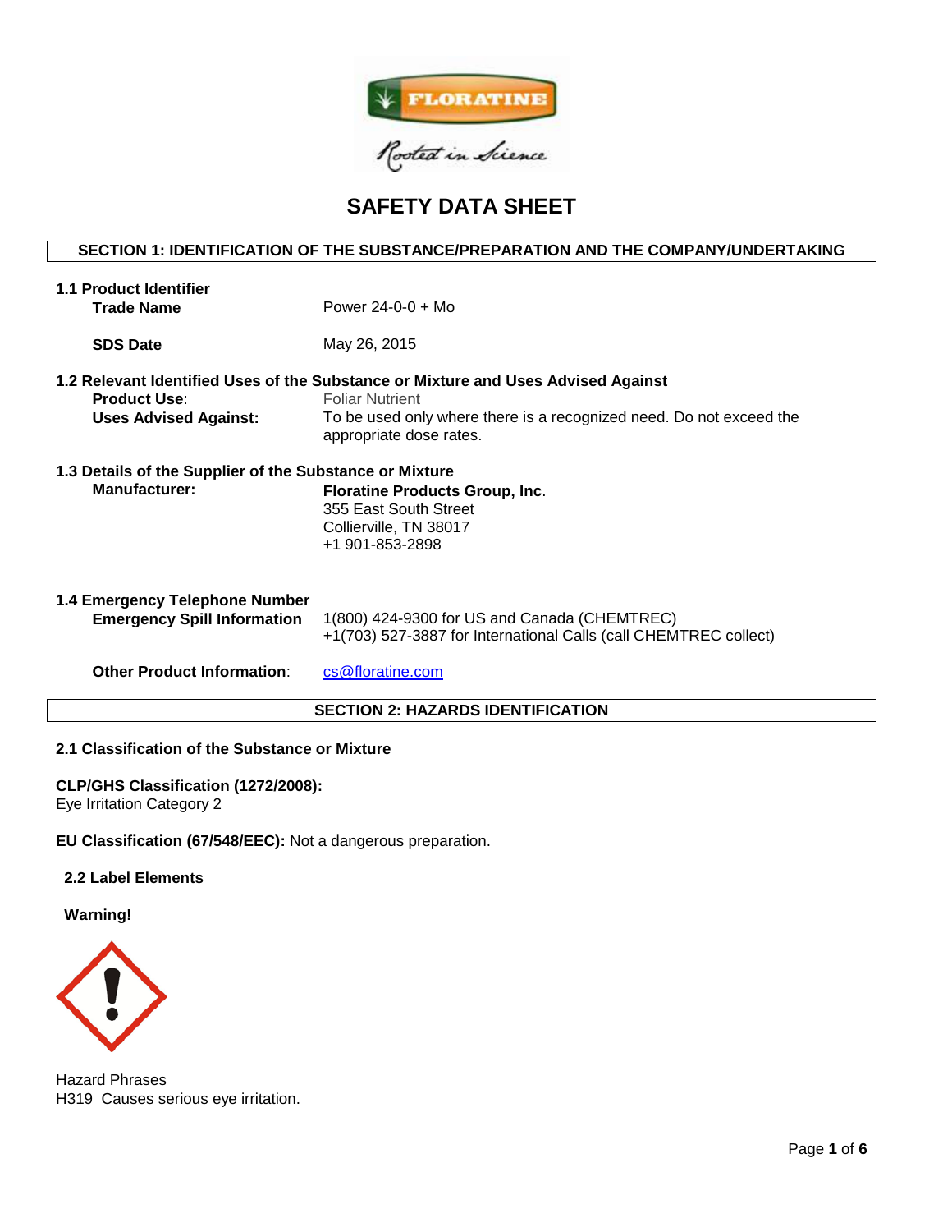# SAFETY DATA SHEET

## SECTION 1: IDENTIFICATION OF THE SUBSTANCE/PREPARATION AND THE COMPANY/UNDERTAKING

### 1.1 Product Identifier

**Trade Name** Power 24-0-0 + Mo

**SDS Date** May 26, 2015

### 1.2 Relevant Identified Uses of the Substance or Mixture and Uses Advised Against

**Product Use**: Foliar Nutrient

**Uses Advised Against:** To be used only where there is a recognized need. Do not exceed the appropriate dose rates.

### 1.3 Details of the Supplier of the Substance or Mixture

**Manufacturer:**

**Floratine Products Group, Inc**.
355 East South Street
Collierville, TN 38017
+1 901-853-2898

### 1.4 Emergency Telephone Number

**Emergency Spill Information**

1(800) 424-9300 for US and Canada (CHEMTREC)
+1(703) 527-3887 for International Calls (call CHEMTREC collect)

**Other Product Information**: cs@floratine.com

## SECTION 2: HAZARDS IDENTIFICATION

### 2.1 Classification of the Substance or Mixture

**CLP/GHS Classification (1272/2008):**
Eye Irritation Category 2

**EU Classification (67/548/EEC):** Not a dangerous preparation.

### 2.2 Label Elements

**Warning!**

Hazard Phrases
H319 Causes serious eye irritation.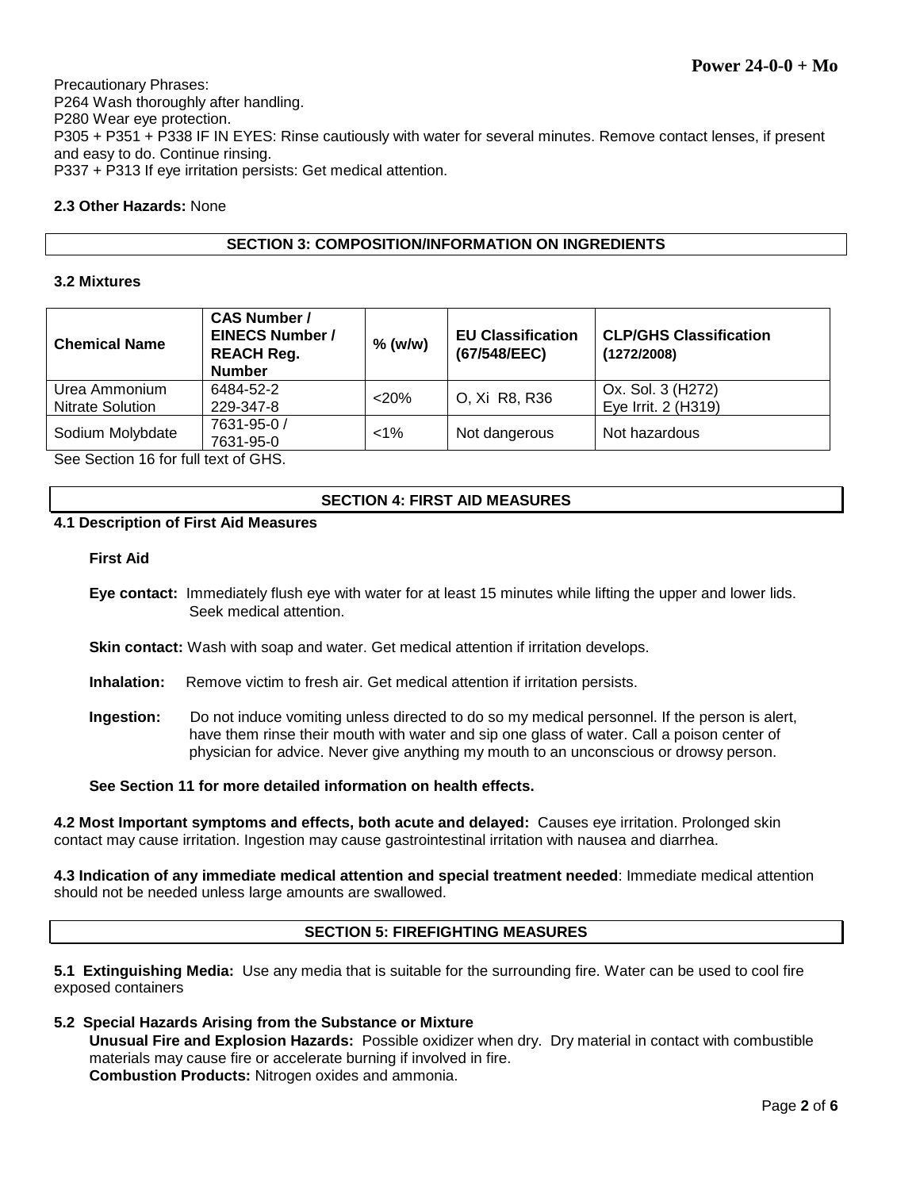Precautionary Phrases:
P264 Wash thoroughly after handling.
P280 Wear eye protection.
P305 + P351 + P338 IF IN EYES: Rinse cautiously with water for several minutes. Remove contact lenses, if present and easy to do. Continue rinsing.
P337 + P313 If eye irritation persists: Get medical attention.

**2.3 Other Hazards:** None

## SECTION 3: COMPOSITION/INFORMATION ON INGREDIENTS

**3.2 Mixtures**

| Chemical Name | CAS Number / EINECS Number / REACH Reg. Number | % (w/w) | EU Classification (67/548/EEC) | CLP/GHS Classification (1272/2008) |
|---|---|---|---|---|
| Urea Ammonium Nitrate Solution | 6484-52-2<br>229-347-8 | <20% | O, Xi R8, R36 | Ox. Sol. 3 (H272)<br>Eye Irrit. 2 (H319) |
| Sodium Molybdate | 7631-95-0 /<br>7631-95-0 | <1% | Not dangerous | Not hazardous |

See Section 16 for full text of GHS.

## SECTION 4: FIRST AID MEASURES

**4.1 Description of First Aid Measures**

**First Aid**

**Eye contact:** Immediately flush eye with water for at least 15 minutes while lifting the upper and lower lids. Seek medical attention.

**Skin contact:** Wash with soap and water. Get medical attention if irritation develops.

**Inhalation:** Remove victim to fresh air. Get medical attention if irritation persists.

**Ingestion:** Do not induce vomiting unless directed to do so my medical personnel. If the person is alert, have them rinse their mouth with water and sip one glass of water. Call a poison center of physician for advice. Never give anything my mouth to an unconscious or drowsy person.

**See Section 11 for more detailed information on health effects.**

**4.2 Most Important symptoms and effects, both acute and delayed:** Causes eye irritation. Prolonged skin contact may cause irritation. Ingestion may cause gastrointestinal irritation with nausea and diarrhea.

**4.3 Indication of any immediate medical attention and special treatment needed**: Immediate medical attention should not be needed unless large amounts are swallowed.

## SECTION 5: FIREFIGHTING MEASURES

**5.1 Extinguishing Media:** Use any media that is suitable for the surrounding fire. Water can be used to cool fire exposed containers

**5.2 Special Hazards Arising from the Substance or Mixture**

**Unusual Fire and Explosion Hazards:** Possible oxidizer when dry. Dry material in contact with combustible materials may cause fire or accelerate burning if involved in fire.

**Combustion Products:** Nitrogen oxides and ammonia.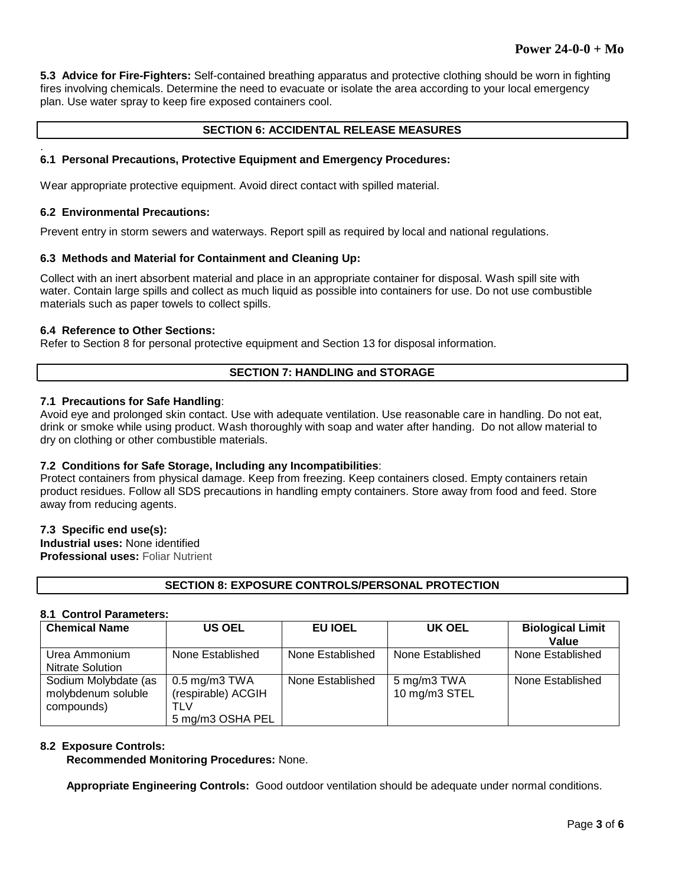**5.3 Advice for Fire-Fighters:** Self-contained breathing apparatus and protective clothing should be worn in fighting fires involving chemicals. Determine the need to evacuate or isolate the area according to your local emergency plan. Use water spray to keep fire exposed containers cool.

## SECTION 6: ACCIDENTAL RELEASE MEASURES

### 6.1 Personal Precautions, Protective Equipment and Emergency Procedures:

Wear appropriate protective equipment. Avoid direct contact with spilled material.

### 6.2 Environmental Precautions:

Prevent entry in storm sewers and waterways. Report spill as required by local and national regulations.

### 6.3 Methods and Material for Containment and Cleaning Up:

Collect with an inert absorbent material and place in an appropriate container for disposal. Wash spill site with water. Contain large spills and collect as much liquid as possible into containers for use. Do not use combustible materials such as paper towels to collect spills.

### 6.4 Reference to Other Sections:

Refer to Section 8 for personal protective equipment and Section 13 for disposal information.

## SECTION 7: HANDLING and STORAGE

### 7.1 Precautions for Safe Handling:

Avoid eye and prolonged skin contact. Use with adequate ventilation. Use reasonable care in handling. Do not eat, drink or smoke while using product. Wash thoroughly with soap and water after handing. Do not allow material to dry on clothing or other combustible materials.

### 7.2 Conditions for Safe Storage, Including any Incompatibilities:

Protect containers from physical damage. Keep from freezing. Keep containers closed. Empty containers retain product residues. Follow all SDS precautions in handling empty containers. Store away from food and feed. Store away from reducing agents.

### 7.3 Specific end use(s):

**Industrial uses:** None identified
**Professional uses:** Foliar Nutrient

## SECTION 8: EXPOSURE CONTROLS/PERSONAL PROTECTION

### 8.1 Control Parameters:

| Chemical Name | US OEL | EU IOEL | UK OEL | Biological Limit Value |
|---|---|---|---|---|
| Urea Ammonium Nitrate Solution | None Established | None Established | None Established | None Established |
| Sodium Molybdate (as molybdenum soluble compounds) | 0.5 mg/m3 TWA (respirable) ACGIH TLV<br>5 mg/m3 OSHA PEL | None Established | 5 mg/m3 TWA<br>10 mg/m3 STEL | None Established |

### 8.2 Exposure Controls:

**Recommended Monitoring Procedures:** None.

**Appropriate Engineering Controls:** Good outdoor ventilation should be adequate under normal conditions.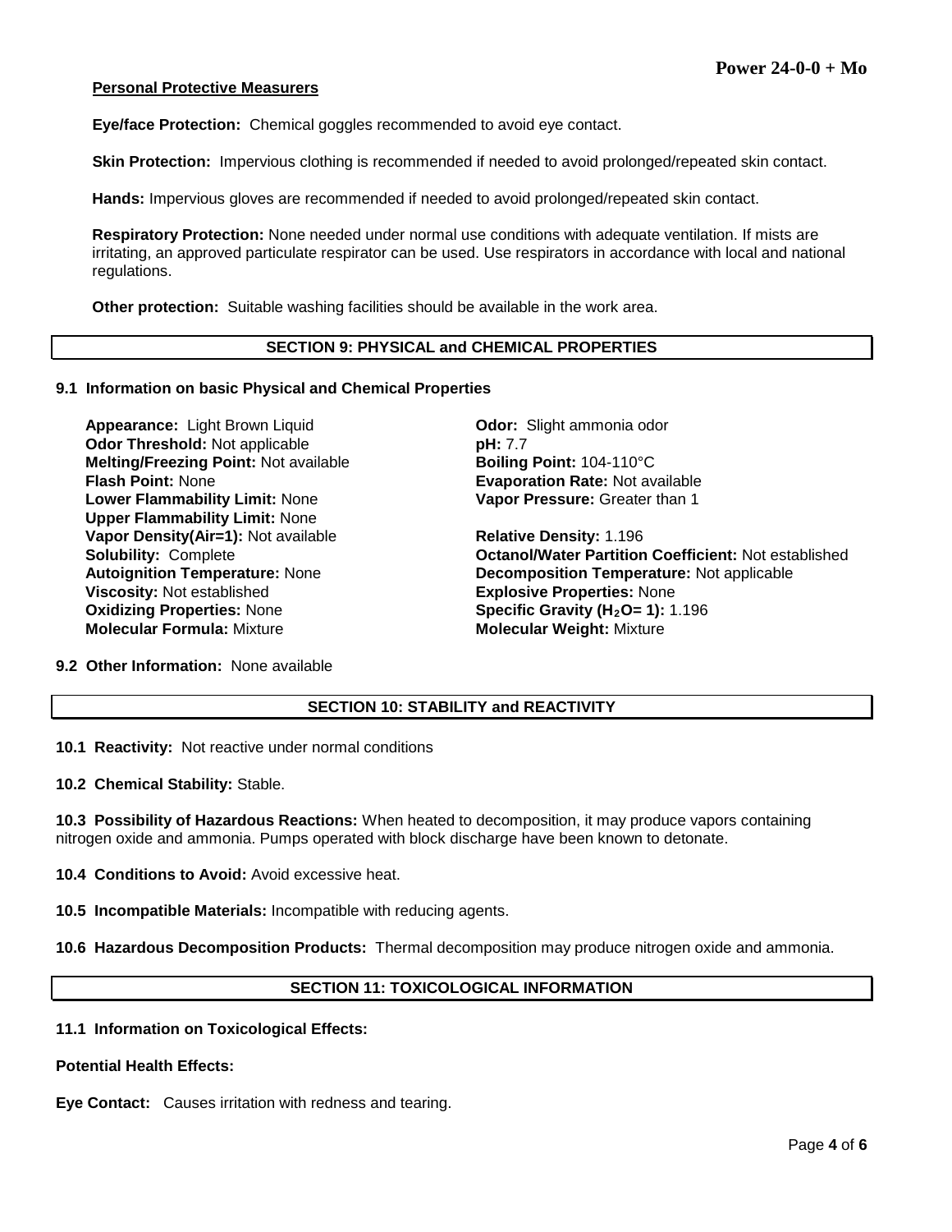**Personal Protective Measurers**

**Eye/face Protection:** Chemical goggles recommended to avoid eye contact.

**Skin Protection:** Impervious clothing is recommended if needed to avoid prolonged/repeated skin contact.

**Hands:** Impervious gloves are recommended if needed to avoid prolonged/repeated skin contact.

**Respiratory Protection:** None needed under normal use conditions with adequate ventilation. If mists are irritating, an approved particulate respirator can be used. Use respirators in accordance with local and national regulations.

**Other protection:** Suitable washing facilities should be available in the work area.

## SECTION 9: PHYSICAL and CHEMICAL PROPERTIES

### 9.1 Information on basic Physical and Chemical Properties

**Appearance:** Light Brown Liquid
**Odor Threshold:** Not applicable
**Melting/Freezing Point:** Not available
**Flash Point:** None
**Lower Flammability Limit:** None
**Upper Flammability Limit:** None
**Vapor Density(Air=1):** Not available
**Solubility:** Complete
**Autoignition Temperature:** None
**Viscosity:** Not established
**Oxidizing Properties:** None
**Molecular Formula:** Mixture

**Odor:** Slight ammonia odor
**pH:** 7.7
**Boiling Point:** 104-110°C
**Evaporation Rate:** Not available
**Vapor Pressure:** Greater than 1

**Relative Density:** 1.196
**Octanol/Water Partition Coefficient:** Not established
**Decomposition Temperature:** Not applicable
**Explosive Properties:** None
**Specific Gravity ($H_2O$= 1):** 1.196
**Molecular Weight:** Mixture

**9.2 Other Information:** None available

## SECTION 10: STABILITY and REACTIVITY

**10.1 Reactivity:** Not reactive under normal conditions

**10.2 Chemical Stability:** Stable.

**10.3 Possibility of Hazardous Reactions:** When heated to decomposition, it may produce vapors containing nitrogen oxide and ammonia. Pumps operated with block discharge have been known to detonate.

**10.4 Conditions to Avoid:** Avoid excessive heat.

**10.5 Incompatible Materials:** Incompatible with reducing agents.

**10.6 Hazardous Decomposition Products:** Thermal decomposition may produce nitrogen oxide and ammonia.

## SECTION 11: TOXICOLOGICAL INFORMATION

### 11.1 Information on Toxicological Effects:

**Potential Health Effects:**

**Eye Contact:** Causes irritation with redness and tearing.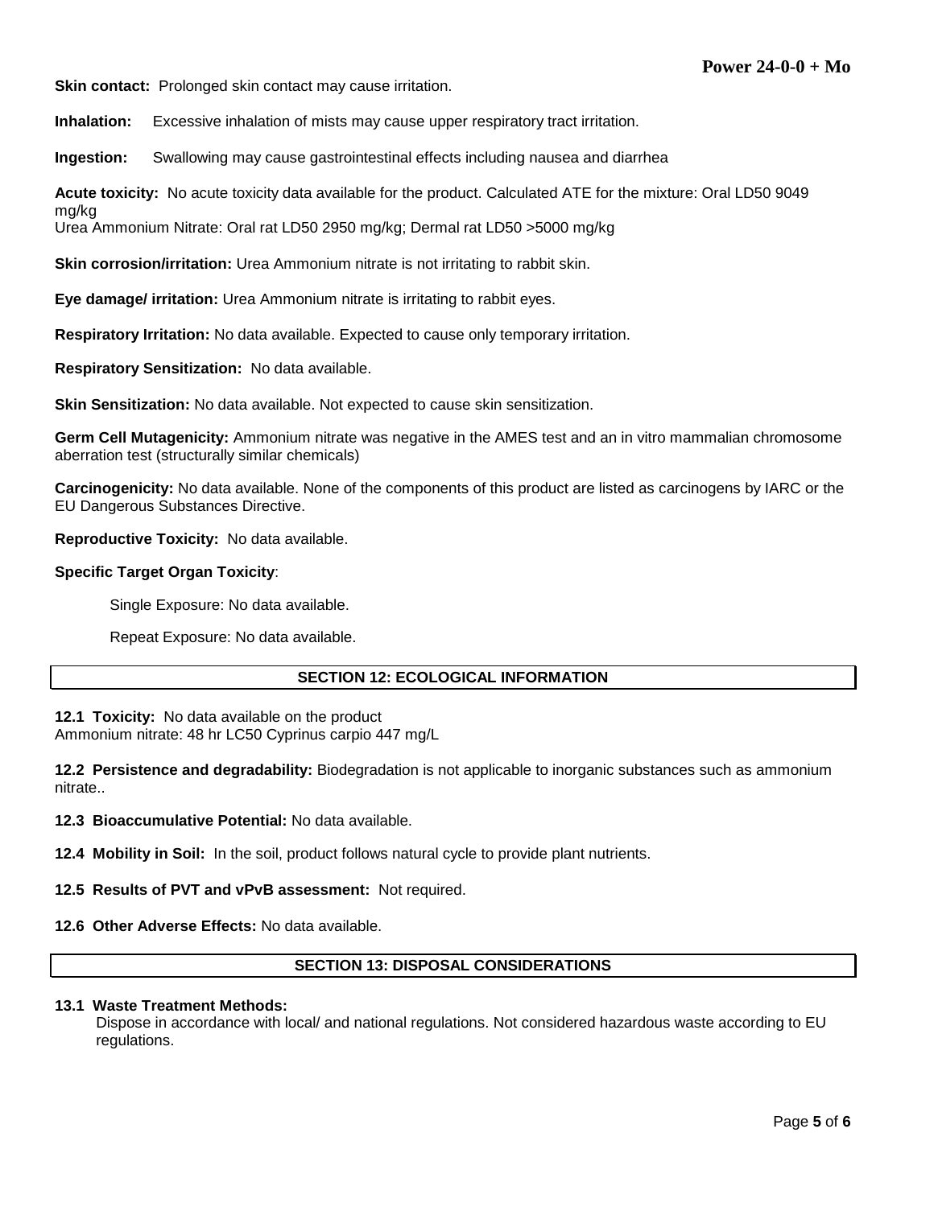**Skin contact:** Prolonged skin contact may cause irritation.

**Inhalation:** Excessive inhalation of mists may cause upper respiratory tract irritation.

**Ingestion:** Swallowing may cause gastrointestinal effects including nausea and diarrhea

**Acute toxicity:** No acute toxicity data available for the product. Calculated ATE for the mixture: Oral LD50 9049 mg/kg
Urea Ammonium Nitrate: Oral rat LD50 2950 mg/kg; Dermal rat LD50 >5000 mg/kg

**Skin corrosion/irritation:** Urea Ammonium nitrate is not irritating to rabbit skin.

**Eye damage/ irritation:** Urea Ammonium nitrate is irritating to rabbit eyes.

**Respiratory Irritation:** No data available. Expected to cause only temporary irritation.

**Respiratory Sensitization:** No data available.

**Skin Sensitization:** No data available. Not expected to cause skin sensitization.

**Germ Cell Mutagenicity:** Ammonium nitrate was negative in the AMES test and an in vitro mammalian chromosome aberration test (structurally similar chemicals)

**Carcinogenicity:** No data available. None of the components of this product are listed as carcinogens by IARC or the EU Dangerous Substances Directive.

**Reproductive Toxicity:** No data available.

**Specific Target Organ Toxicity**:

Single Exposure: No data available.

Repeat Exposure: No data available.

## SECTION 12: ECOLOGICAL INFORMATION

**12.1 Toxicity:** No data available on the product
Ammonium nitrate: 48 hr LC50 Cyprinus carpio 447 mg/L

**12.2 Persistence and degradability:** Biodegradation is not applicable to inorganic substances such as ammonium nitrate..

**12.3 Bioaccumulative Potential:** No data available.

**12.4 Mobility in Soil:** In the soil, product follows natural cycle to provide plant nutrients.

**12.5 Results of PVT and vPvB assessment:** Not required.

**12.6 Other Adverse Effects:** No data available.

## SECTION 13: DISPOSAL CONSIDERATIONS

**13.1 Waste Treatment Methods:**
Dispose in accordance with local/ and national regulations. Not considered hazardous waste according to EU regulations.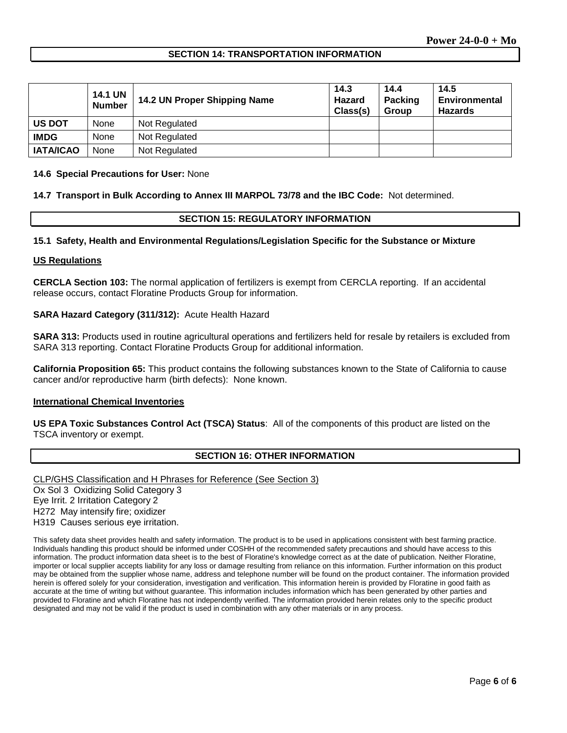## SECTION 14: TRANSPORTATION INFORMATION

| | 14.1 UN Number | 14.2 UN Proper Shipping Name | 14.3 Hazard Class(s) | 14.4 Packing Group | 14.5 Environmental Hazards |
|---|---|---|---|---|---|
| **US DOT** | None | Not Regulated | | | |
| **IMDG** | None | Not Regulated | | | |
| **IATA/ICAO** | None | Not Regulated | | | |

**14.6 Special Precautions for User:** None

**14.7 Transport in Bulk According to Annex III MARPOL 73/78 and the IBC Code:** Not determined.

## SECTION 15: REGULATORY INFORMATION

**15.1 Safety, Health and Environmental Regulations/Legislation Specific for the Substance or Mixture**

**US Regulations**

**CERCLA Section 103:** The normal application of fertilizers is exempt from CERCLA reporting. If an accidental release occurs, contact Floratine Products Group for information.

**SARA Hazard Category (311/312):** Acute Health Hazard

**SARA 313:** Products used in routine agricultural operations and fertilizers held for resale by retailers is excluded from SARA 313 reporting. Contact Floratine Products Group for additional information.

**California Proposition 65:** This product contains the following substances known to the State of California to cause cancer and/or reproductive harm (birth defects): None known.

**International Chemical Inventories**

**US EPA Toxic Substances Control Act (TSCA) Status**: All of the components of this product are listed on the TSCA inventory or exempt.

## SECTION 16: OTHER INFORMATION

CLP/GHS Classification and H Phrases for Reference (See Section 3)

Ox Sol 3 Oxidizing Solid Category 3
Eye Irrit. 2 Irritation Category 2
H272 May intensify fire; oxidizer
H319 Causes serious eye irritation.

This safety data sheet provides health and safety information. The product is to be used in applications consistent with best farming practice. Individuals handling this product should be informed under COSHH of the recommended safety precautions and should have access to this information. The product information data sheet is to the best of Floratine's knowledge correct as at the date of publication. Neither Floratine, importer or local supplier accepts liability for any loss or damage resulting from reliance on this information. Further information on this product may be obtained from the supplier whose name, address and telephone number will be found on the product container. The information provided herein is offered solely for your consideration, investigation and verification. This information herein is provided by Floratine in good faith as accurate at the time of writing but without guarantee. This information includes information which has been generated by other parties and provided to Floratine and which Floratine has not independently verified. The information provided herein relates only to the specific product designated and may not be valid if the product is used in combination with any other materials or in any process.